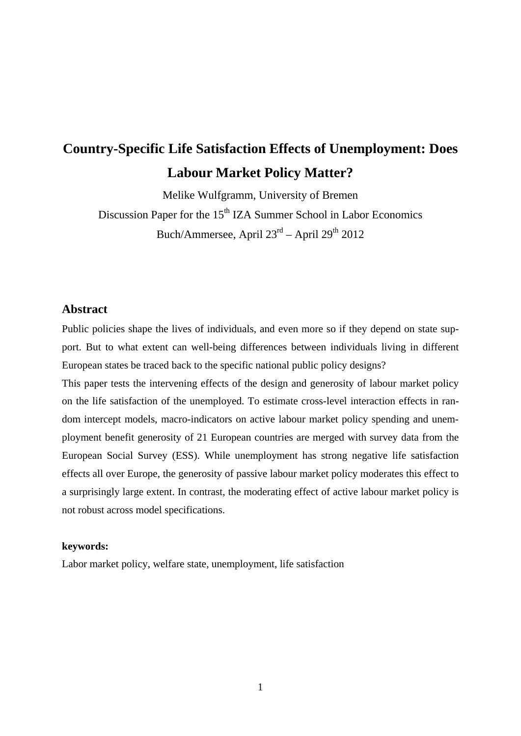# Country-Specific Life Satisfaction Effects of Unemployment: Does Labour Market Policy Matter?

Melike Wulfgramm, University of Bremen

Discussion Paper for the 15th IZA Summer School in Labor Economics

Buch/Ammersee, April 23rd – April 29th 2012

## Abstract

Public policies shape the lives of individuals, and even more so if they depend on state support. But to what extent can well-being differences between individuals living in different European states be traced back to the specific national public policy designs?

This paper tests the intervening effects of the design and generosity of labour market policy on the life satisfaction of the unemployed. To estimate cross-level interaction effects in random intercept models, macro-indicators on active labour market policy spending and unemployment benefit generosity of 21 European countries are merged with survey data from the European Social Survey (ESS). While unemployment has strong negative life satisfaction effects all over Europe, the generosity of passive labour market policy moderates this effect to a surprisingly large extent. In contrast, the moderating effect of active labour market policy is not robust across model specifications.

**keywords:**

Labor market policy, welfare state, unemployment, life satisfaction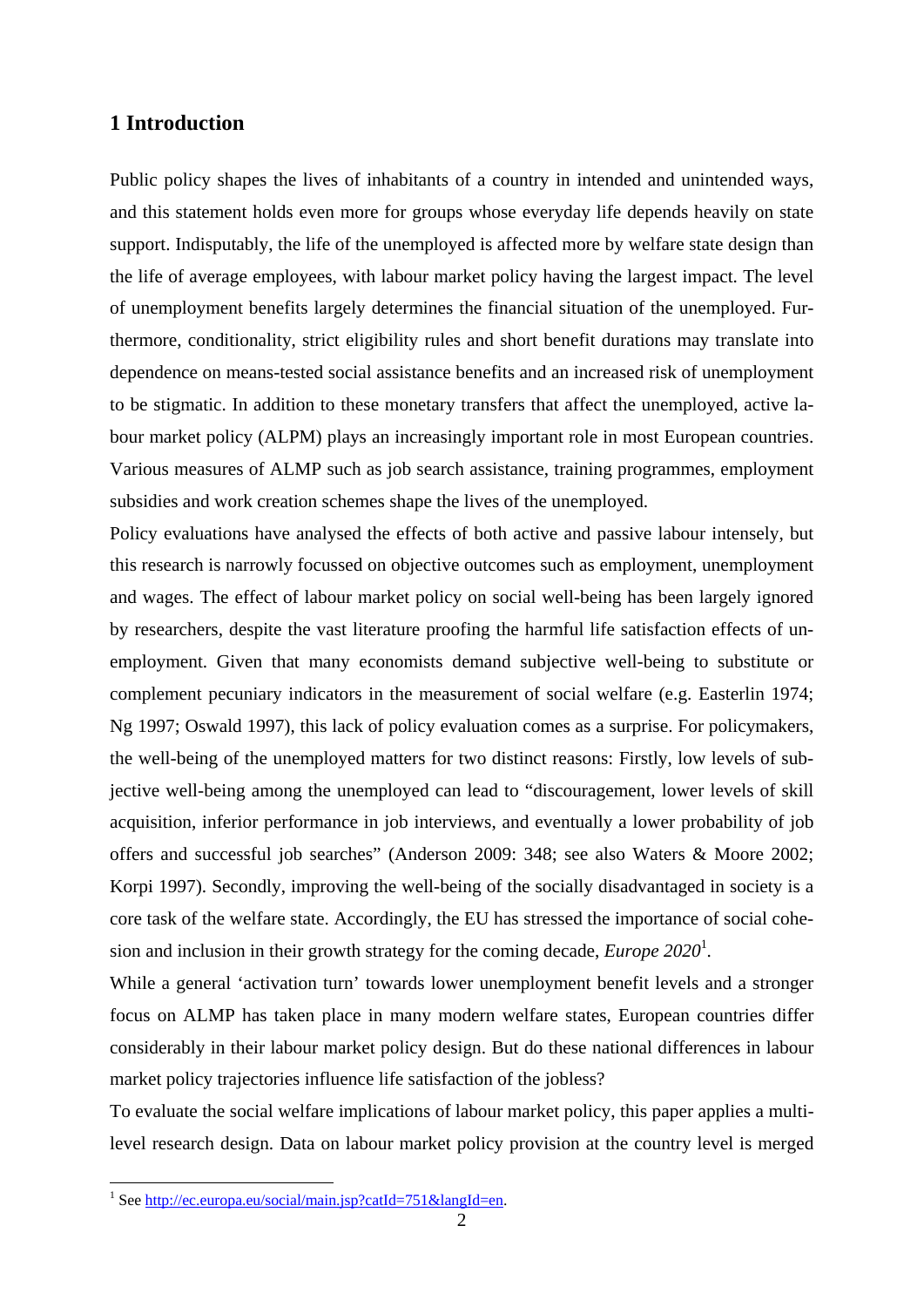## 1 Introduction

Public policy shapes the lives of inhabitants of a country in intended and unintended ways, and this statement holds even more for groups whose everyday life depends heavily on state support. Indisputably, the life of the unemployed is affected more by welfare state design than the life of average employees, with labour market policy having the largest impact. The level of unemployment benefits largely determines the financial situation of the unemployed. Furthermore, conditionality, strict eligibility rules and short benefit durations may translate into dependence on means-tested social assistance benefits and an increased risk of unemployment to be stigmatic. In addition to these monetary transfers that affect the unemployed, active labour market policy (ALPM) plays an increasingly important role in most European countries. Various measures of ALMP such as job search assistance, training programmes, employment subsidies and work creation schemes shape the lives of the unemployed.

Policy evaluations have analysed the effects of both active and passive labour intensely, but this research is narrowly focussed on objective outcomes such as employment, unemployment and wages. The effect of labour market policy on social well-being has been largely ignored by researchers, despite the vast literature proofing the harmful life satisfaction effects of unemployment. Given that many economists demand subjective well-being to substitute or complement pecuniary indicators in the measurement of social welfare (e.g. Easterlin 1974; Ng 1997; Oswald 1997), this lack of policy evaluation comes as a surprise. For policymakers, the well-being of the unemployed matters for two distinct reasons: Firstly, low levels of subjective well-being among the unemployed can lead to "discouragement, lower levels of skill acquisition, inferior performance in job interviews, and eventually a lower probability of job offers and successful job searches" (Anderson 2009: 348; see also Waters & Moore 2002; Korpi 1997). Secondly, improving the well-being of the socially disadvantaged in society is a core task of the welfare state. Accordingly, the EU has stressed the importance of social cohesion and inclusion in their growth strategy for the coming decade, *Europe 2020*[1].

While a general 'activation turn' towards lower unemployment benefit levels and a stronger focus on ALMP has taken place in many modern welfare states, European countries differ considerably in their labour market policy design. But do these national differences in labour market policy trajectories influence life satisfaction of the jobless?

To evaluate the social welfare implications of labour market policy, this paper applies a multi-level research design. Data on labour market policy provision at the country level is merged

---

[1] See http://ec.europa.eu/social/main.jsp?catId=751&langId=en.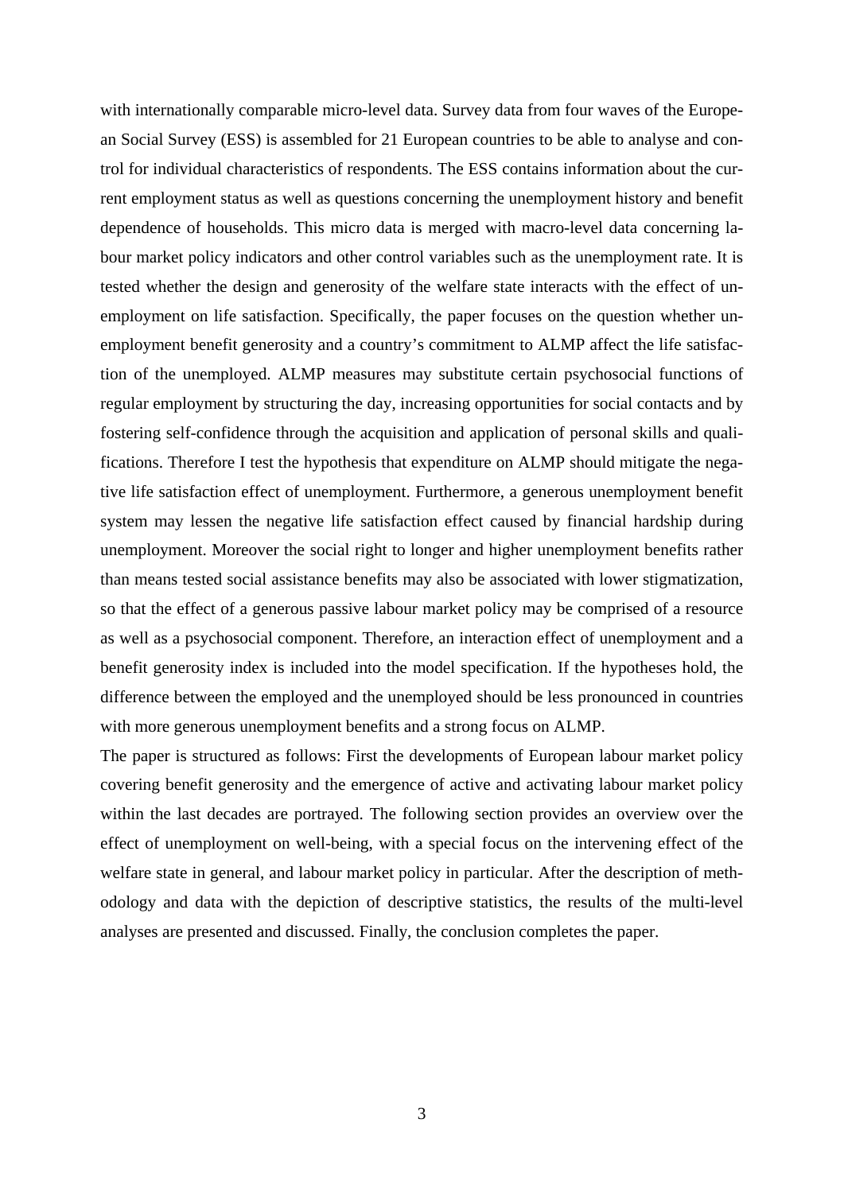with internationally comparable micro-level data. Survey data from four waves of the European Social Survey (ESS) is assembled for 21 European countries to be able to analyse and control for individual characteristics of respondents. The ESS contains information about the current employment status as well as questions concerning the unemployment history and benefit dependence of households. This micro data is merged with macro-level data concerning labour market policy indicators and other control variables such as the unemployment rate. It is tested whether the design and generosity of the welfare state interacts with the effect of unemployment on life satisfaction. Specifically, the paper focuses on the question whether unemployment benefit generosity and a country's commitment to ALMP affect the life satisfaction of the unemployed. ALMP measures may substitute certain psychosocial functions of regular employment by structuring the day, increasing opportunities for social contacts and by fostering self-confidence through the acquisition and application of personal skills and qualifications. Therefore I test the hypothesis that expenditure on ALMP should mitigate the negative life satisfaction effect of unemployment. Furthermore, a generous unemployment benefit system may lessen the negative life satisfaction effect caused by financial hardship during unemployment. Moreover the social right to longer and higher unemployment benefits rather than means tested social assistance benefits may also be associated with lower stigmatization, so that the effect of a generous passive labour market policy may be comprised of a resource as well as a psychosocial component. Therefore, an interaction effect of unemployment and a benefit generosity index is included into the model specification. If the hypotheses hold, the difference between the employed and the unemployed should be less pronounced in countries with more generous unemployment benefits and a strong focus on ALMP.

The paper is structured as follows: First the developments of European labour market policy covering benefit generosity and the emergence of active and activating labour market policy within the last decades are portrayed. The following section provides an overview over the effect of unemployment on well-being, with a special focus on the intervening effect of the welfare state in general, and labour market policy in particular. After the description of methodology and data with the depiction of descriptive statistics, the results of the multi-level analyses are presented and discussed. Finally, the conclusion completes the paper.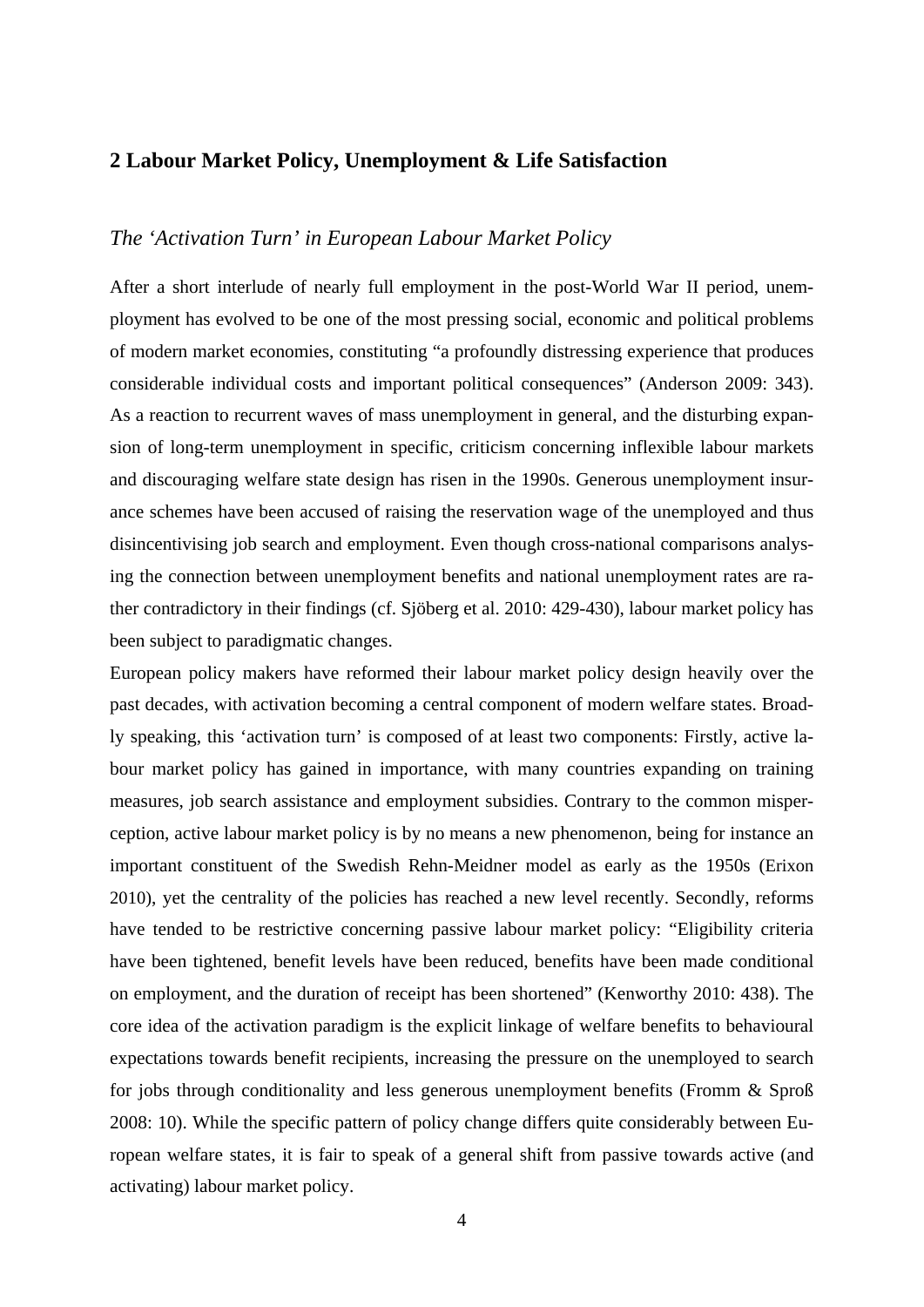## 2 Labour Market Policy, Unemployment & Life Satisfaction

### *The 'Activation Turn' in European Labour Market Policy*

After a short interlude of nearly full employment in the post-World War II period, unemployment has evolved to be one of the most pressing social, economic and political problems of modern market economies, constituting "a profoundly distressing experience that produces considerable individual costs and important political consequences" (Anderson 2009: 343). As a reaction to recurrent waves of mass unemployment in general, and the disturbing expansion of long-term unemployment in specific, criticism concerning inflexible labour markets and discouraging welfare state design has risen in the 1990s. Generous unemployment insurance schemes have been accused of raising the reservation wage of the unemployed and thus disincentivising job search and employment. Even though cross-national comparisons analysing the connection between unemployment benefits and national unemployment rates are rather contradictory in their findings (cf. Sjöberg et al. 2010: 429-430), labour market policy has been subject to paradigmatic changes.

European policy makers have reformed their labour market policy design heavily over the past decades, with activation becoming a central component of modern welfare states. Broadly speaking, this 'activation turn' is composed of at least two components: Firstly, active labour market policy has gained in importance, with many countries expanding on training measures, job search assistance and employment subsidies. Contrary to the common misperception, active labour market policy is by no means a new phenomenon, being for instance an important constituent of the Swedish Rehn-Meidner model as early as the 1950s (Erixon 2010), yet the centrality of the policies has reached a new level recently. Secondly, reforms have tended to be restrictive concerning passive labour market policy: "Eligibility criteria have been tightened, benefit levels have been reduced, benefits have been made conditional on employment, and the duration of receipt has been shortened" (Kenworthy 2010: 438). The core idea of the activation paradigm is the explicit linkage of welfare benefits to behavioural expectations towards benefit recipients, increasing the pressure on the unemployed to search for jobs through conditionality and less generous unemployment benefits (Fromm & Sproß 2008: 10). While the specific pattern of policy change differs quite considerably between European welfare states, it is fair to speak of a general shift from passive towards active (and activating) labour market policy.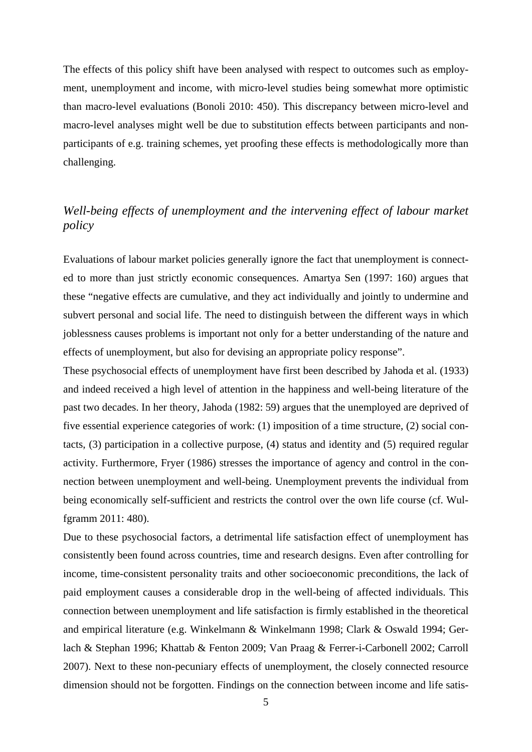The effects of this policy shift have been analysed with respect to outcomes such as employment, unemployment and income, with micro-level studies being somewhat more optimistic than macro-level evaluations (Bonoli 2010: 450). This discrepancy between micro-level and macro-level analyses might well be due to substitution effects between participants and non-participants of e.g. training schemes, yet proofing these effects is methodologically more than challenging.

## *Well-being effects of unemployment and the intervening effect of labour market policy*

Evaluations of labour market policies generally ignore the fact that unemployment is connected to more than just strictly economic consequences. Amartya Sen (1997: 160) argues that these "negative effects are cumulative, and they act individually and jointly to undermine and subvert personal and social life. The need to distinguish between the different ways in which joblessness causes problems is important not only for a better understanding of the nature and effects of unemployment, but also for devising an appropriate policy response".

These psychosocial effects of unemployment have first been described by Jahoda et al. (1933) and indeed received a high level of attention in the happiness and well-being literature of the past two decades. In her theory, Jahoda (1982: 59) argues that the unemployed are deprived of five essential experience categories of work: (1) imposition of a time structure, (2) social contacts, (3) participation in a collective purpose, (4) status and identity and (5) required regular activity. Furthermore, Fryer (1986) stresses the importance of agency and control in the connection between unemployment and well-being. Unemployment prevents the individual from being economically self-sufficient and restricts the control over the own life course (cf. Wulfgramm 2011: 480).

Due to these psychosocial factors, a detrimental life satisfaction effect of unemployment has consistently been found across countries, time and research designs. Even after controlling for income, time-consistent personality traits and other socioeconomic preconditions, the lack of paid employment causes a considerable drop in the well-being of affected individuals. This connection between unemployment and life satisfaction is firmly established in the theoretical and empirical literature (e.g. Winkelmann & Winkelmann 1998; Clark & Oswald 1994; Gerlach & Stephan 1996; Khattab & Fenton 2009; Van Praag & Ferrer-i-Carbonell 2002; Carroll 2007). Next to these non-pecuniary effects of unemployment, the closely connected resource dimension should not be forgotten. Findings on the connection between income and life satis-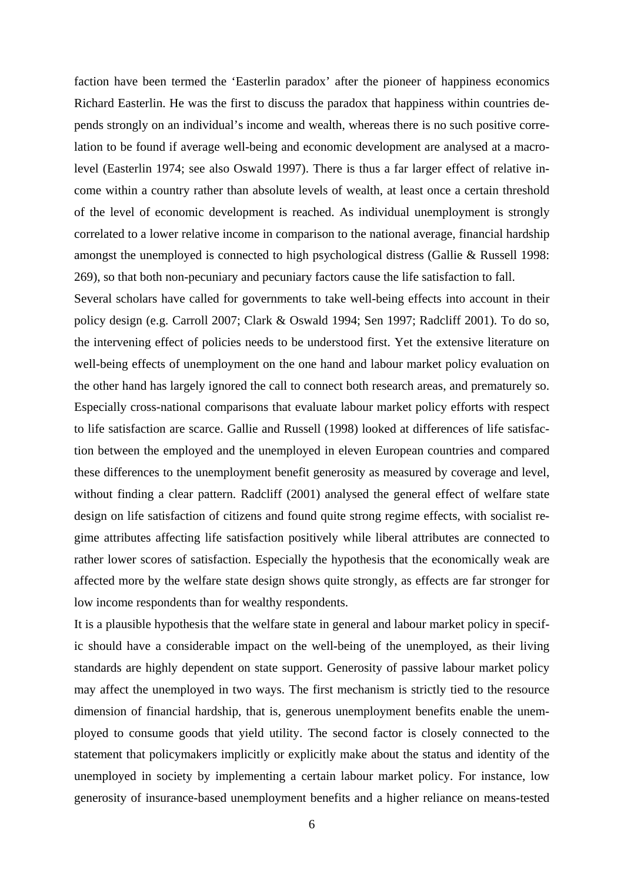faction have been termed the 'Easterlin paradox' after the pioneer of happiness economics Richard Easterlin. He was the first to discuss the paradox that happiness within countries depends strongly on an individual's income and wealth, whereas there is no such positive correlation to be found if average well-being and economic development are analysed at a macro-level (Easterlin 1974; see also Oswald 1997). There is thus a far larger effect of relative income within a country rather than absolute levels of wealth, at least once a certain threshold of the level of economic development is reached. As individual unemployment is strongly correlated to a lower relative income in comparison to the national average, financial hardship amongst the unemployed is connected to high psychological distress (Gallie & Russell 1998: 269), so that both non-pecuniary and pecuniary factors cause the life satisfaction to fall.

Several scholars have called for governments to take well-being effects into account in their policy design (e.g. Carroll 2007; Clark & Oswald 1994; Sen 1997; Radcliff 2001). To do so, the intervening effect of policies needs to be understood first. Yet the extensive literature on well-being effects of unemployment on the one hand and labour market policy evaluation on the other hand has largely ignored the call to connect both research areas, and prematurely so. Especially cross-national comparisons that evaluate labour market policy efforts with respect to life satisfaction are scarce. Gallie and Russell (1998) looked at differences of life satisfaction between the employed and the unemployed in eleven European countries and compared these differences to the unemployment benefit generosity as measured by coverage and level, without finding a clear pattern. Radcliff (2001) analysed the general effect of welfare state design on life satisfaction of citizens and found quite strong regime effects, with socialist regime attributes affecting life satisfaction positively while liberal attributes are connected to rather lower scores of satisfaction. Especially the hypothesis that the economically weak are affected more by the welfare state design shows quite strongly, as effects are far stronger for low income respondents than for wealthy respondents.

It is a plausible hypothesis that the welfare state in general and labour market policy in specific should have a considerable impact on the well-being of the unemployed, as their living standards are highly dependent on state support. Generosity of passive labour market policy may affect the unemployed in two ways. The first mechanism is strictly tied to the resource dimension of financial hardship, that is, generous unemployment benefits enable the unemployed to consume goods that yield utility. The second factor is closely connected to the statement that policymakers implicitly or explicitly make about the status and identity of the unemployed in society by implementing a certain labour market policy. For instance, low generosity of insurance-based unemployment benefits and a higher reliance on means-tested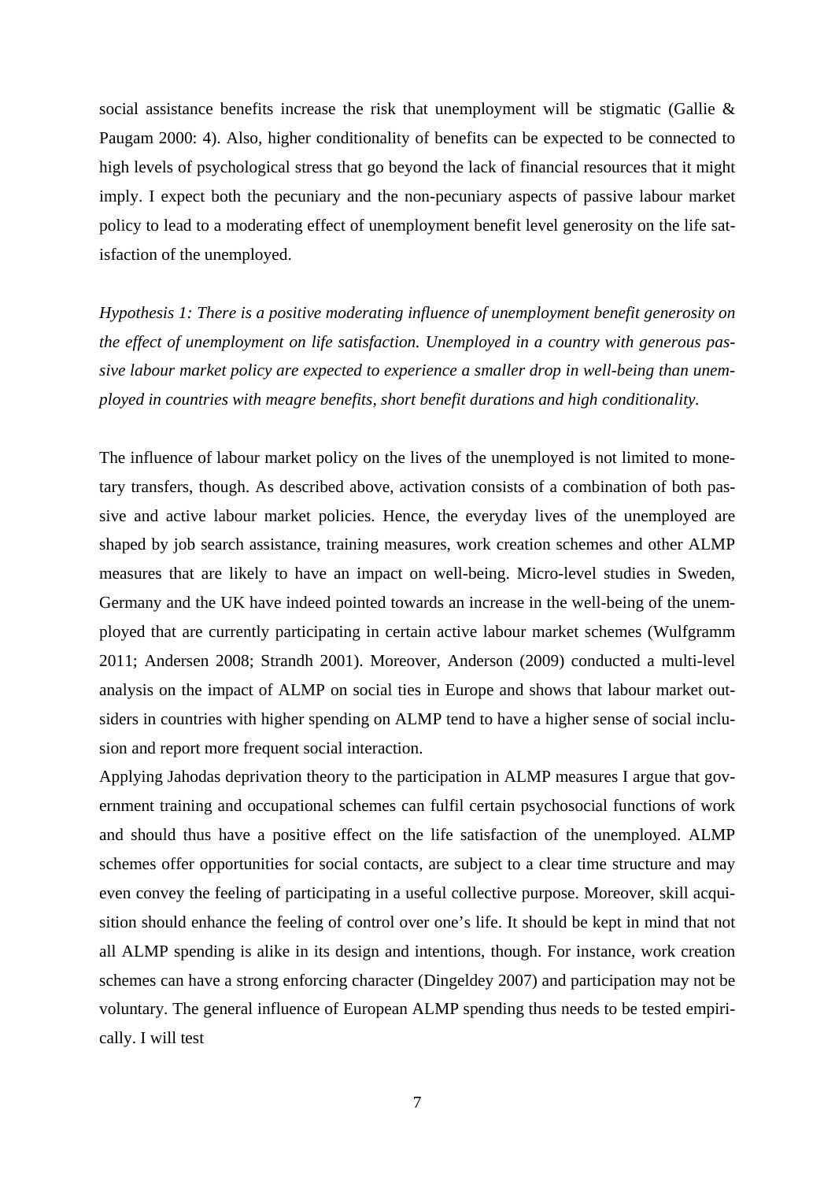social assistance benefits increase the risk that unemployment will be stigmatic (Gallie & Paugam 2000: 4). Also, higher conditionality of benefits can be expected to be connected to high levels of psychological stress that go beyond the lack of financial resources that it might imply. I expect both the pecuniary and the non-pecuniary aspects of passive labour market policy to lead to a moderating effect of unemployment benefit level generosity on the life satisfaction of the unemployed.

*Hypothesis 1: There is a positive moderating influence of unemployment benefit generosity on the effect of unemployment on life satisfaction. Unemployed in a country with generous passive labour market policy are expected to experience a smaller drop in well-being than unemployed in countries with meagre benefits, short benefit durations and high conditionality.*

The influence of labour market policy on the lives of the unemployed is not limited to monetary transfers, though. As described above, activation consists of a combination of both passive and active labour market policies. Hence, the everyday lives of the unemployed are shaped by job search assistance, training measures, work creation schemes and other ALMP measures that are likely to have an impact on well-being. Micro-level studies in Sweden, Germany and the UK have indeed pointed towards an increase in the well-being of the unemployed that are currently participating in certain active labour market schemes (Wulfgramm 2011; Andersen 2008; Strandh 2001). Moreover, Anderson (2009) conducted a multi-level analysis on the impact of ALMP on social ties in Europe and shows that labour market outsiders in countries with higher spending on ALMP tend to have a higher sense of social inclusion and report more frequent social interaction.

Applying Jahodas deprivation theory to the participation in ALMP measures I argue that government training and occupational schemes can fulfil certain psychosocial functions of work and should thus have a positive effect on the life satisfaction of the unemployed. ALMP schemes offer opportunities for social contacts, are subject to a clear time structure and may even convey the feeling of participating in a useful collective purpose. Moreover, skill acquisition should enhance the feeling of control over one's life. It should be kept in mind that not all ALMP spending is alike in its design and intentions, though. For instance, work creation schemes can have a strong enforcing character (Dingeldey 2007) and participation may not be voluntary. The general influence of European ALMP spending thus needs to be tested empirically. I will test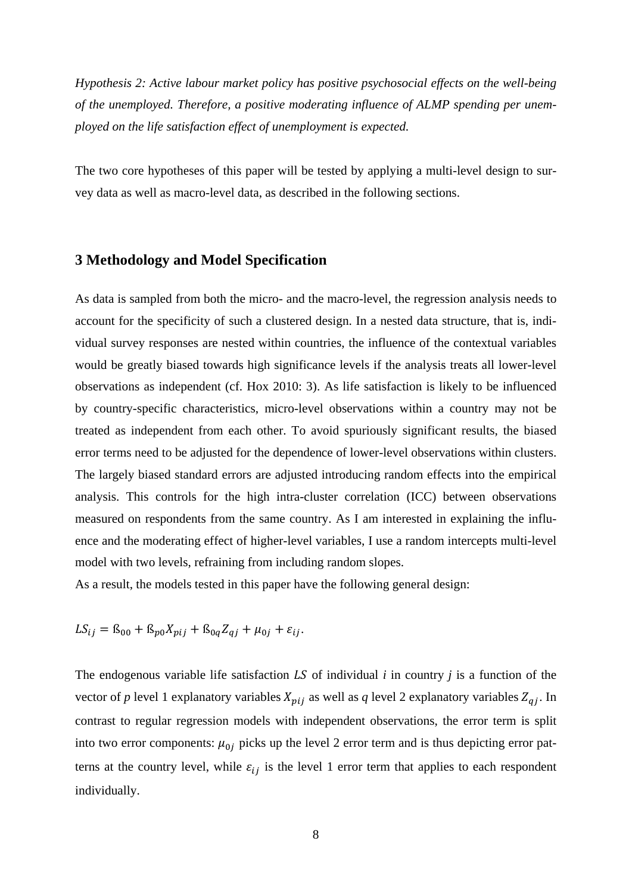*Hypothesis 2: Active labour market policy has positive psychosocial effects on the well-being of the unemployed. Therefore, a positive moderating influence of ALMP spending per unemployed on the life satisfaction effect of unemployment is expected.*

The two core hypotheses of this paper will be tested by applying a multi-level design to survey data as well as macro-level data, as described in the following sections.

## 3 Methodology and Model Specification

As data is sampled from both the micro- and the macro-level, the regression analysis needs to account for the specificity of such a clustered design. In a nested data structure, that is, individual survey responses are nested within countries, the influence of the contextual variables would be greatly biased towards high significance levels if the analysis treats all lower-level observations as independent (cf. Hox 2010: 3). As life satisfaction is likely to be influenced by country-specific characteristics, micro-level observations within a country may not be treated as independent from each other. To avoid spuriously significant results, the biased error terms need to be adjusted for the dependence of lower-level observations within clusters. The largely biased standard errors are adjusted introducing random effects into the empirical analysis. This controls for the high intra-cluster correlation (ICC) between observations measured on respondents from the same country. As I am interested in explaining the influence and the moderating effect of higher-level variables, I use a random intercepts multi-level model with two levels, refraining from including random slopes.

As a result, the models tested in this paper have the following general design:

$$LS_{ij} = ß_{00} + ß_{p0}X_{pij} + ß_{0q}Z_{qj} + \mu_{0j} + \varepsilon_{ij}.$$

The endogenous variable life satisfaction $LS$ of individual *i* in country *j* is a function of the vector of *p* level 1 explanatory variables $X_{pij}$ as well as *q* level 2 explanatory variables $Z_{qj}$. In contrast to regular regression models with independent observations, the error term is split into two error components: $\mu_{0j}$ picks up the level 2 error term and is thus depicting error patterns at the country level, while $\varepsilon_{ij}$ is the level 1 error term that applies to each respondent individually.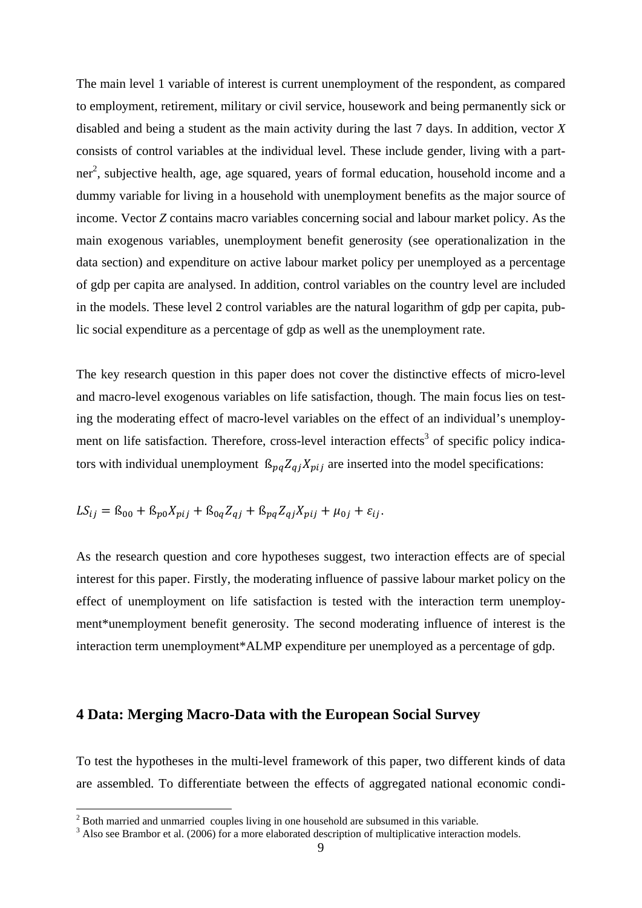The main level 1 variable of interest is current unemployment of the respondent, as compared to employment, retirement, military or civil service, housework and being permanently sick or disabled and being a student as the main activity during the last 7 days. In addition, vector *X* consists of control variables at the individual level. These include gender, living with a partner[2], subjective health, age, age squared, years of formal education, household income and a dummy variable for living in a household with unemployment benefits as the major source of income. Vector *Z* contains macro variables concerning social and labour market policy. As the main exogenous variables, unemployment benefit generosity (see operationalization in the data section) and expenditure on active labour market policy per unemployed as a percentage of gdp per capita are analysed. In addition, control variables on the country level are included in the models. These level 2 control variables are the natural logarithm of gdp per capita, public social expenditure as a percentage of gdp as well as the unemployment rate.

The key research question in this paper does not cover the distinctive effects of micro-level and macro-level exogenous variables on life satisfaction, though. The main focus lies on testing the moderating effect of macro-level variables on the effect of an individual's unemployment on life satisfaction. Therefore, cross-level interaction effects[3] of specific policy indicators with individual unemployment $ß_{pq}Z_{qj}X_{pij}$ are inserted into the model specifications:

$$LS_{ij} = ß_{00} + ß_{p0}X_{pij} + ß_{0q}Z_{qj} + ß_{pq}Z_{qj}X_{pij} + \mu_{0j} + \varepsilon_{ij}.$$

As the research question and core hypotheses suggest, two interaction effects are of special interest for this paper. Firstly, the moderating influence of passive labour market policy on the effect of unemployment on life satisfaction is tested with the interaction term unemployment*unemployment benefit generosity. The second moderating influence of interest is the interaction term unemployment*ALMP expenditure per unemployed as a percentage of gdp.

## 4 Data: Merging Macro-Data with the European Social Survey

To test the hypotheses in the multi-level framework of this paper, two different kinds of data are assembled. To differentiate between the effects of aggregated national economic condi-

[2] Both married and unmarried couples living in one household are subsumed in this variable.

[3] Also see Brambor et al. (2006) for a more elaborated description of multiplicative interaction models.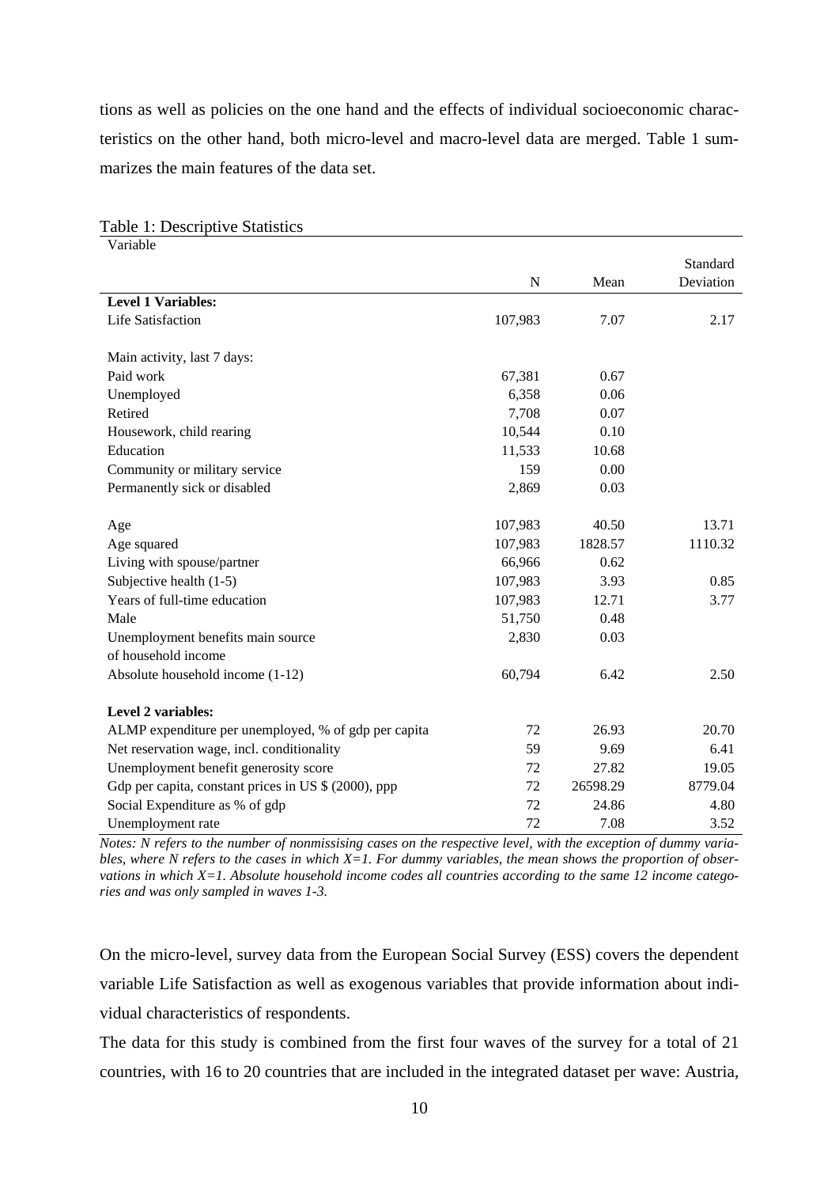tions as well as policies on the one hand and the effects of individual socioeconomic characteristics on the other hand, both micro-level and macro-level data are merged. Table 1 summarizes the main features of the data set.

Table 1: Descriptive Statistics

| Variable | N | Mean | Standard Deviation |
|---|---|---|---|
| **Level 1 Variables:** | | | |
| Life Satisfaction | 107,983 | 7.07 | 2.17 |
| | | | |
| Main activity, last 7 days: | | | |
| Paid work | 67,381 | 0.67 | |
| Unemployed | 6,358 | 0.06 | |
| Retired | 7,708 | 0.07 | |
| Housework, child rearing | 10,544 | 0.10 | |
| Education | 11,533 | 10.68 | |
| Community or military service | 159 | 0.00 | |
| Permanently sick or disabled | 2,869 | 0.03 | |
| | | | |
| Age | 107,983 | 40.50 | 13.71 |
| Age squared | 107,983 | 1828.57 | 1110.32 |
| Living with spouse/partner | 66,966 | 0.62 | |
| Subjective health (1-5) | 107,983 | 3.93 | 0.85 |
| Years of full-time education | 107,983 | 12.71 | 3.77 |
| Male | 51,750 | 0.48 | |
| Unemployment benefits main source of household income | 2,830 | 0.03 | |
| Absolute household income (1-12) | 60,794 | 6.42 | 2.50 |
| | | | |
| **Level 2 variables:** | | | |
| ALMP expenditure per unemployed, % of gdp per capita | 72 | 26.93 | 20.70 |
| Net reservation wage, incl. conditionality | 59 | 9.69 | 6.41 |
| Unemployment benefit generosity score | 72 | 27.82 | 19.05 |
| Gdp per capita, constant prices in US $ (2000), ppp | 72 | 26598.29 | 8779.04 |
| Social Expenditure as % of gdp | 72 | 24.86 | 4.80 |
| Unemployment rate | 72 | 7.08 | 3.52 |

*Notes: N refers to the number of nonmissising cases on the respective level, with the exception of dummy variables, where N refers to the cases in which X=1. For dummy variables, the mean shows the proportion of observations in which X=1. Absolute household income codes all countries according to the same 12 income categories and was only sampled in waves 1-3.*

On the micro-level, survey data from the European Social Survey (ESS) covers the dependent variable Life Satisfaction as well as exogenous variables that provide information about individual characteristics of respondents.

The data for this study is combined from the first four waves of the survey for a total of 21 countries, with 16 to 20 countries that are included in the integrated dataset per wave: Austria,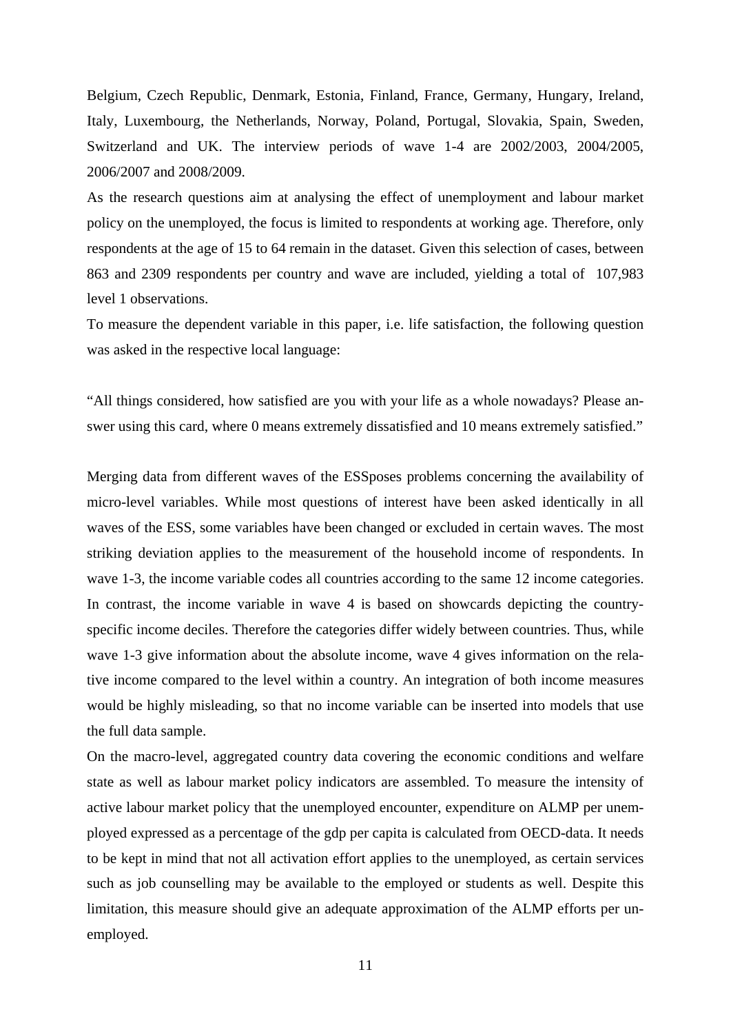Belgium, Czech Republic, Denmark, Estonia, Finland, France, Germany, Hungary, Ireland, Italy, Luxembourg, the Netherlands, Norway, Poland, Portugal, Slovakia, Spain, Sweden, Switzerland and UK. The interview periods of wave 1-4 are 2002/2003, 2004/2005, 2006/2007 and 2008/2009.

As the research questions aim at analysing the effect of unemployment and labour market policy on the unemployed, the focus is limited to respondents at working age. Therefore, only respondents at the age of 15 to 64 remain in the dataset. Given this selection of cases, between 863 and 2309 respondents per country and wave are included, yielding a total of 107,983 level 1 observations.

To measure the dependent variable in this paper, i.e. life satisfaction, the following question was asked in the respective local language:

"All things considered, how satisfied are you with your life as a whole nowadays? Please answer using this card, where 0 means extremely dissatisfied and 10 means extremely satisfied."

Merging data from different waves of the ESSposes problems concerning the availability of micro-level variables. While most questions of interest have been asked identically in all waves of the ESS, some variables have been changed or excluded in certain waves. The most striking deviation applies to the measurement of the household income of respondents. In wave 1-3, the income variable codes all countries according to the same 12 income categories. In contrast, the income variable in wave 4 is based on showcards depicting the country-specific income deciles. Therefore the categories differ widely between countries. Thus, while wave 1-3 give information about the absolute income, wave 4 gives information on the relative income compared to the level within a country. An integration of both income measures would be highly misleading, so that no income variable can be inserted into models that use the full data sample.

On the macro-level, aggregated country data covering the economic conditions and welfare state as well as labour market policy indicators are assembled. To measure the intensity of active labour market policy that the unemployed encounter, expenditure on ALMP per unemployed expressed as a percentage of the gdp per capita is calculated from OECD-data. It needs to be kept in mind that not all activation effort applies to the unemployed, as certain services such as job counselling may be available to the employed or students as well. Despite this limitation, this measure should give an adequate approximation of the ALMP efforts per unemployed.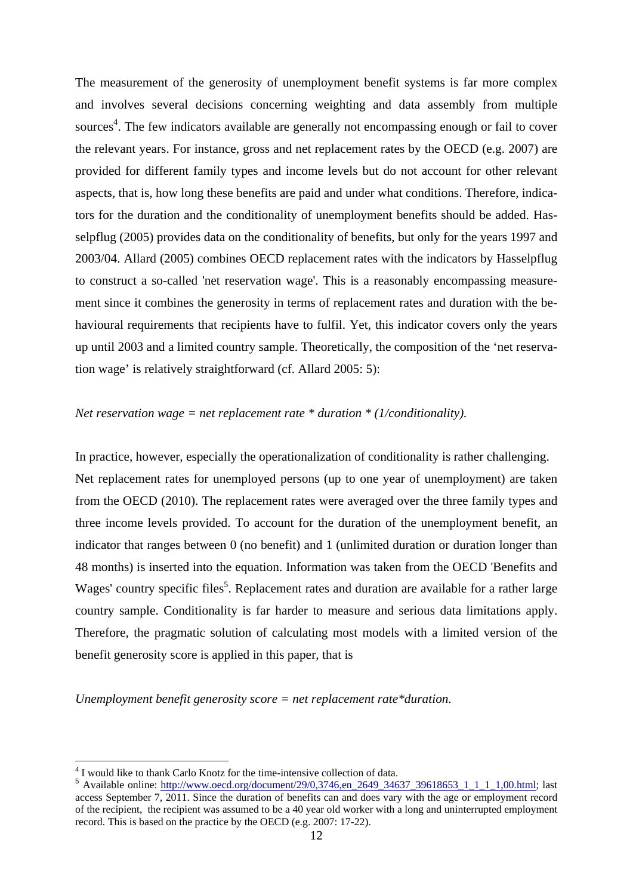The measurement of the generosity of unemployment benefit systems is far more complex and involves several decisions concerning weighting and data assembly from multiple sources[4]. The few indicators available are generally not encompassing enough or fail to cover the relevant years. For instance, gross and net replacement rates by the OECD (e.g. 2007) are provided for different family types and income levels but do not account for other relevant aspects, that is, how long these benefits are paid and under what conditions. Therefore, indicators for the duration and the conditionality of unemployment benefits should be added. Hasselpflug (2005) provides data on the conditionality of benefits, but only for the years 1997 and 2003/04. Allard (2005) combines OECD replacement rates with the indicators by Hasselpflug to construct a so-called 'net reservation wage'. This is a reasonably encompassing measurement since it combines the generosity in terms of replacement rates and duration with the behavioural requirements that recipients have to fulfil. Yet, this indicator covers only the years up until 2003 and a limited country sample. Theoretically, the composition of the 'net reservation wage' is relatively straightforward (cf. Allard 2005: 5):

*Net reservation wage = net replacement rate * duration * (1/conditionality).*

In practice, however, especially the operationalization of conditionality is rather challenging. Net replacement rates for unemployed persons (up to one year of unemployment) are taken from the OECD (2010). The replacement rates were averaged over the three family types and three income levels provided. To account for the duration of the unemployment benefit, an indicator that ranges between 0 (no benefit) and 1 (unlimited duration or duration longer than 48 months) is inserted into the equation. Information was taken from the OECD 'Benefits and Wages' country specific files[5]. Replacement rates and duration are available for a rather large country sample. Conditionality is far harder to measure and serious data limitations apply. Therefore, the pragmatic solution of calculating most models with a limited version of the benefit generosity score is applied in this paper, that is

*Unemployment benefit generosity score = net replacement rate*duration.*

---

[4] I would like to thank Carlo Knotz for the time-intensive collection of data.

[5] Available online: http://www.oecd.org/document/29/0,3746,en_2649_34637_39618653_1_1_1_1,00.html; last access September 7, 2011. Since the duration of benefits can and does vary with the age or employment record of the recipient, the recipient was assumed to be a 40 year old worker with a long and uninterrupted employment record. This is based on the practice by the OECD (e.g. 2007: 17-22).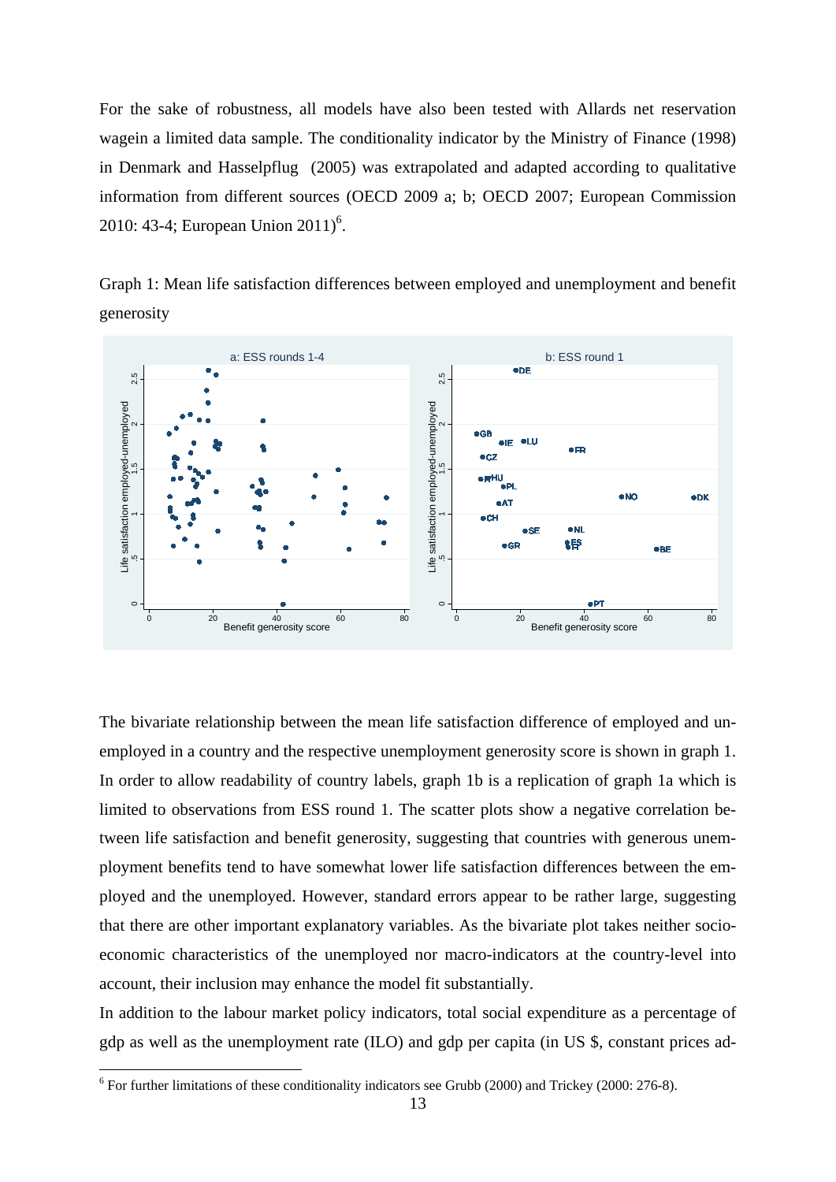For the sake of robustness, all models have also been tested with Allards net reservation wagein a limited data sample. The conditionality indicator by the Ministry of Finance (1998) in Denmark and Hasselpflug (2005) was extrapolated and adapted according to qualitative information from different sources (OECD 2009 a; b; OECD 2007; European Commission 2010: 43-4; European Union 2011)[6].

Graph 1: Mean life satisfaction differences between employed and unemployment and benefit generosity

The bivariate relationship between the mean life satisfaction difference of employed and unemployed in a country and the respective unemployment generosity score is shown in graph 1. In order to allow readability of country labels, graph 1b is a replication of graph 1a which is limited to observations from ESS round 1. The scatter plots show a negative correlation between life satisfaction and benefit generosity, suggesting that countries with generous unemployment benefits tend to have somewhat lower life satisfaction differences between the employed and the unemployed. However, standard errors appear to be rather large, suggesting that there are other important explanatory variables. As the bivariate plot takes neither socio-economic characteristics of the unemployed nor macro-indicators at the country-level into account, their inclusion may enhance the model fit substantially.

In addition to the labour market policy indicators, total social expenditure as a percentage of gdp as well as the unemployment rate (ILO) and gdp per capita (in US $, constant prices ad-

[6] For further limitations of these conditionality indicators see Grubb (2000) and Trickey (2000: 276-8).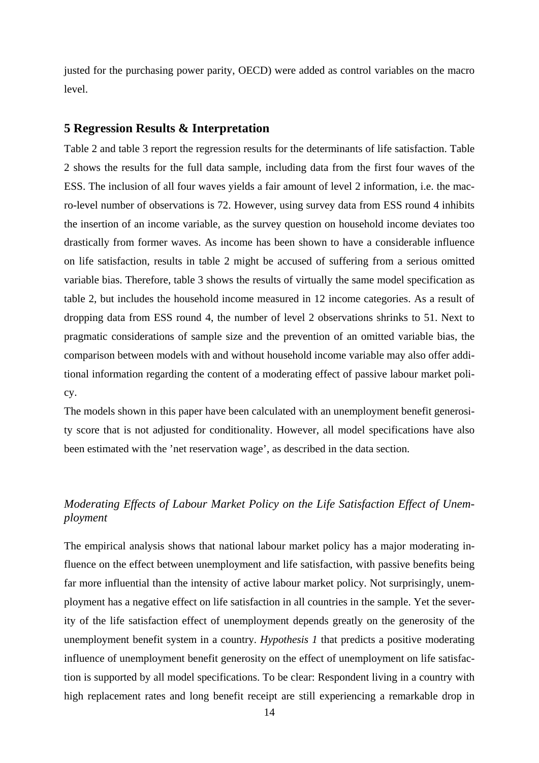justed for the purchasing power parity, OECD) were added as control variables on the macro level.

## 5 Regression Results & Interpretation

Table 2 and table 3 report the regression results for the determinants of life satisfaction. Table 2 shows the results for the full data sample, including data from the first four waves of the ESS. The inclusion of all four waves yields a fair amount of level 2 information, i.e. the macro-level number of observations is 72. However, using survey data from ESS round 4 inhibits the insertion of an income variable, as the survey question on household income deviates too drastically from former waves. As income has been shown to have a considerable influence on life satisfaction, results in table 2 might be accused of suffering from a serious omitted variable bias. Therefore, table 3 shows the results of virtually the same model specification as table 2, but includes the household income measured in 12 income categories. As a result of dropping data from ESS round 4, the number of level 2 observations shrinks to 51. Next to pragmatic considerations of sample size and the prevention of an omitted variable bias, the comparison between models with and without household income variable may also offer additional information regarding the content of a moderating effect of passive labour market policy.

The models shown in this paper have been calculated with an unemployment benefit generosity score that is not adjusted for conditionality. However, all model specifications have also been estimated with the 'net reservation wage', as described in the data section.

### *Moderating Effects of Labour Market Policy on the Life Satisfaction Effect of Unemployment*

The empirical analysis shows that national labour market policy has a major moderating influence on the effect between unemployment and life satisfaction, with passive benefits being far more influential than the intensity of active labour market policy. Not surprisingly, unemployment has a negative effect on life satisfaction in all countries in the sample. Yet the severity of the life satisfaction effect of unemployment depends greatly on the generosity of the unemployment benefit system in a country. *Hypothesis 1* that predicts a positive moderating influence of unemployment benefit generosity on the effect of unemployment on life satisfaction is supported by all model specifications. To be clear: Respondent living in a country with high replacement rates and long benefit receipt are still experiencing a remarkable drop in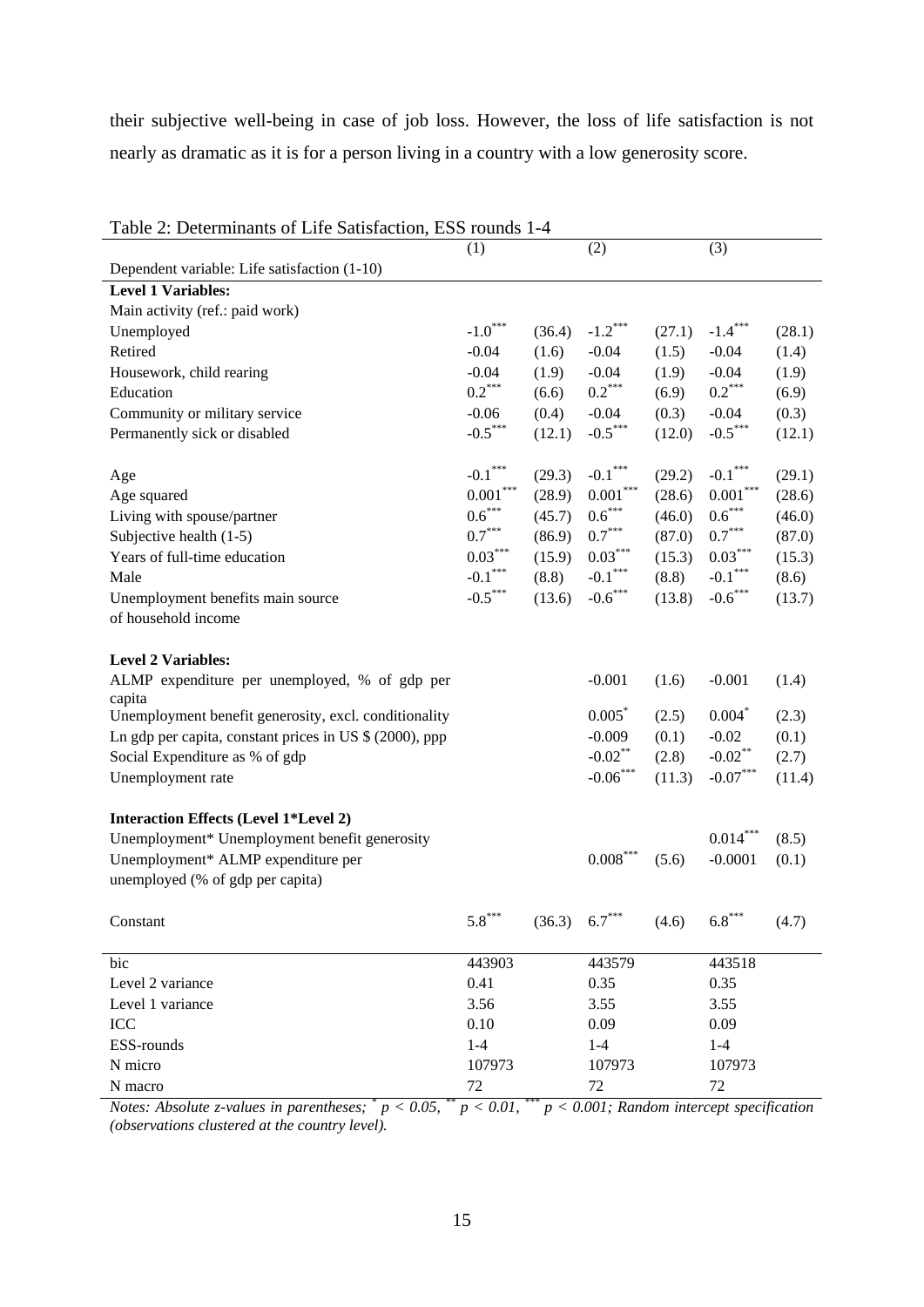their subjective well-being in case of job loss. However, the loss of life satisfaction is not nearly as dramatic as it is for a person living in a country with a low generosity score.

Table 2: Determinants of Life Satisfaction, ESS rounds 1-4

| | (1) | | (2) | | (3) | |
|---|---|---|---|---|---|---|
| Dependent variable: Life satisfaction (1-10) | | | | | | |
| **Level 1 Variables:** | | | | | | |
| Main activity (ref.: paid work) | | | | | | |
| Unemployed | -1.0*** | (36.4) | -1.2*** | (27.1) | -1.4*** | (28.1) |
| Retired | -0.04 | (1.6) | -0.04 | (1.5) | -0.04 | (1.4) |
| Housework, child rearing | -0.04 | (1.9) | -0.04 | (1.9) | -0.04 | (1.9) |
| Education | 0.2*** | (6.6) | 0.2*** | (6.9) | 0.2*** | (6.9) |
| Community or military service | -0.06 | (0.4) | -0.04 | (0.3) | -0.04 | (0.3) |
| Permanently sick or disabled | -0.5*** | (12.1) | -0.5*** | (12.0) | -0.5*** | (12.1) |
| Age | -0.1*** | (29.3) | -0.1*** | (29.2) | -0.1*** | (29.1) |
| Age squared | 0.001*** | (28.9) | 0.001*** | (28.6) | 0.001*** | (28.6) |
| Living with spouse/partner | 0.6*** | (45.7) | 0.6*** | (46.0) | 0.6*** | (46.0) |
| Subjective health (1-5) | 0.7*** | (86.9) | 0.7*** | (87.0) | 0.7*** | (87.0) |
| Years of full-time education | 0.03*** | (15.9) | 0.03*** | (15.3) | 0.03*** | (15.3) |
| Male | -0.1*** | (8.8) | -0.1*** | (8.8) | -0.1*** | (8.6) |
| Unemployment benefits main source of household income | -0.5*** | (13.6) | -0.6*** | (13.8) | -0.6*** | (13.7) |
| **Level 2 Variables:** | | | | | | |
| ALMP expenditure per unemployed, % of gdp per capita | | | -0.001 | (1.6) | -0.001 | (1.4) |
| Unemployment benefit generosity, excl. conditionality | | | 0.005* | (2.5) | 0.004* | (2.3) |
| Ln gdp per capita, constant prices in US $ (2000), ppp | | | -0.009 | (0.1) | -0.02 | (0.1) |
| Social Expenditure as % of gdp | | | -0.02** | (2.8) | -0.02** | (2.7) |
| Unemployment rate | | | -0.06*** | (11.3) | -0.07*** | (11.4) |
| **Interaction Effects (Level 1*Level 2)** | | | | | | |
| Unemployment* Unemployment benefit generosity | | | | | 0.014*** | (8.5) |
| Unemployment* ALMP expenditure per unemployed (% of gdp per capita) | | | 0.008*** | (5.6) | -0.0001 | (0.1) |
| Constant | 5.8*** | (36.3) | 6.7*** | (4.6) | 6.8*** | (4.7) |
| bic | 443903 | | 443579 | | 443518 | |
| Level 2 variance | 0.41 | | 0.35 | | 0.35 | |
| Level 1 variance | 3.56 | | 3.55 | | 3.55 | |
| ICC | 0.10 | | 0.09 | | 0.09 | |
| ESS-rounds | 1-4 | | 1-4 | | 1-4 | |
| N micro | 107973 | | 107973 | | 107973 | |
| N macro | 72 | | 72 | | 72 | |

*Notes: Absolute z-values in parentheses; * $p < 0.05$, ** $p < 0.01$, *** $p < 0.001$; Random intercept specification (observations clustered at the country level).*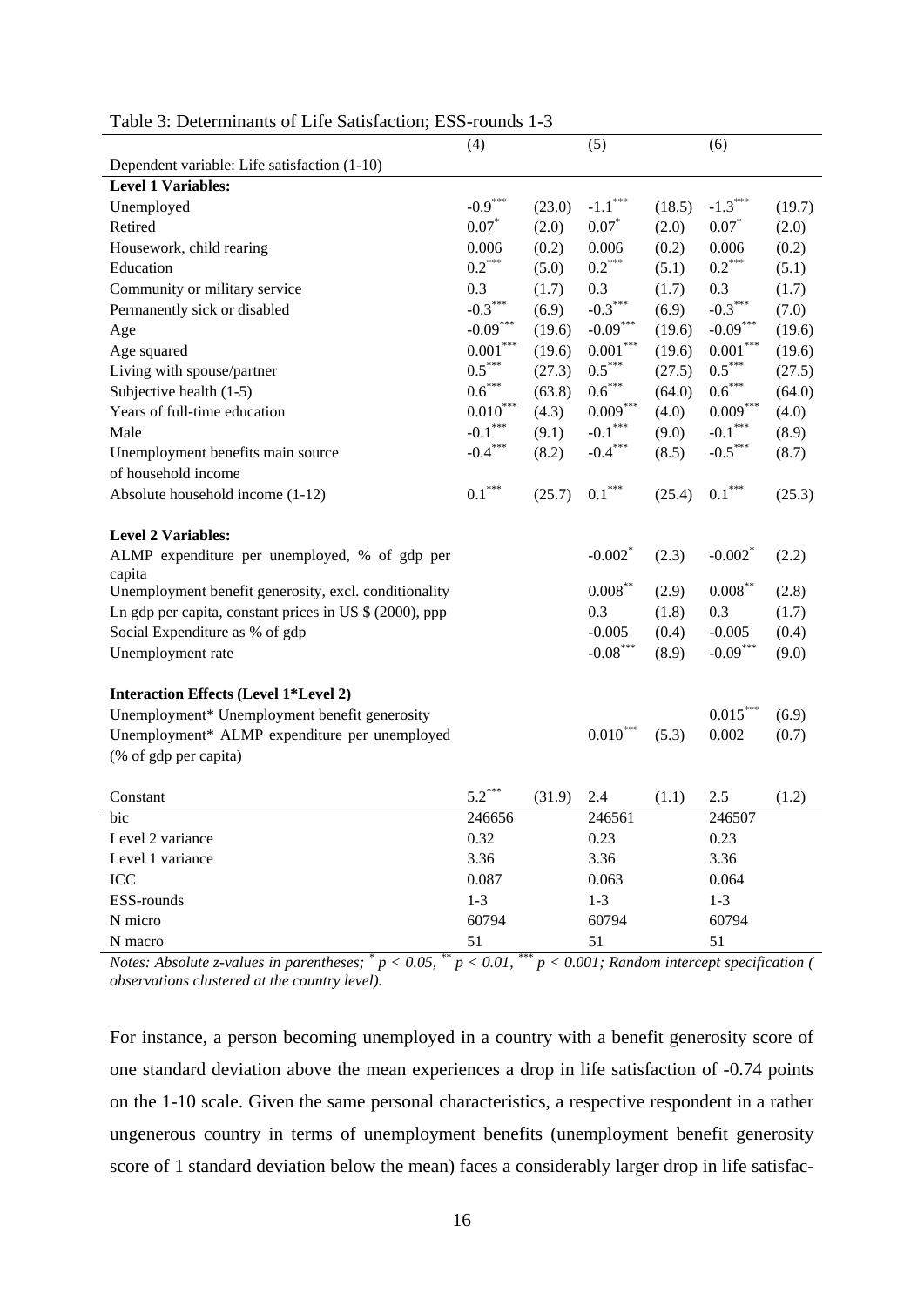Table 3: Determinants of Life Satisfaction; ESS-rounds 1-3

| | (4) | | (5) | | (6) | |
|---|---|---|---|---|---|---|
| Dependent variable: Life satisfaction (1-10) | | | | | | |
| **Level 1 Variables:** | | | | | | |
| Unemployed | $-0.9^{***}$ | (23.0) | $-1.1^{***}$ | (18.5) | $-1.3^{***}$ | (19.7) |
| Retired | $0.07^{*}$ | (2.0) | $0.07^{*}$ | (2.0) | $0.07^{*}$ | (2.0) |
| Housework, child rearing | 0.006 | (0.2) | 0.006 | (0.2) | 0.006 | (0.2) |
| Education | $0.2^{***}$ | (5.0) | $0.2^{***}$ | (5.1) | $0.2^{***}$ | (5.1) |
| Community or military service | 0.3 | (1.7) | 0.3 | (1.7) | 0.3 | (1.7) |
| Permanently sick or disabled | $-0.3^{***}$ | (6.9) | $-0.3^{***}$ | (6.9) | $-0.3^{***}$ | (7.0) |
| Age | $-0.09^{***}$ | (19.6) | $-0.09^{***}$ | (19.6) | $-0.09^{***}$ | (19.6) |
| Age squared | $0.001^{***}$ | (19.6) | $0.001^{***}$ | (19.6) | $0.001^{***}$ | (19.6) |
| Living with spouse/partner | $0.5^{***}$ | (27.3) | $0.5^{***}$ | (27.5) | $0.5^{***}$ | (27.5) |
| Subjective health (1-5) | $0.6^{***}$ | (63.8) | $0.6^{***}$ | (64.0) | $0.6^{***}$ | (64.0) |
| Years of full-time education | $0.010^{***}$ | (4.3) | $0.009^{***}$ | (4.0) | $0.009^{***}$ | (4.0) |
| Male | $-0.1^{***}$ | (9.1) | $-0.1^{***}$ | (9.0) | $-0.1^{***}$ | (8.9) |
| Unemployment benefits main source of household income | $-0.4^{***}$ | (8.2) | $-0.4^{***}$ | (8.5) | $-0.5^{***}$ | (8.7) |
| Absolute household income (1-12) | $0.1^{***}$ | (25.7) | $0.1^{***}$ | (25.4) | $0.1^{***}$ | (25.3) |
| **Level 2 Variables:** | | | | | | |
| ALMP expenditure per unemployed, % of gdp per capita | | | $-0.002^{*}$ | (2.3) | $-0.002^{*}$ | (2.2) |
| Unemployment benefit generosity, excl. conditionality | | | $0.008^{**}$ | (2.9) | $0.008^{**}$ | (2.8) |
| Ln gdp per capita, constant prices in US $ (2000), ppp | | | 0.3 | (1.8) | 0.3 | (1.7) |
| Social Expenditure as % of gdp | | | -0.005 | (0.4) | -0.005 | (0.4) |
| Unemployment rate | | | $-0.08^{***}$ | (8.9) | $-0.09^{***}$ | (9.0) |
| **Interaction Effects (Level 1*Level 2)** | | | | | | |
| Unemployment* Unemployment benefit generosity | | | | | $0.015^{***}$ | (6.9) |
| Unemployment* ALMP expenditure per unemployed (% of gdp per capita) | | | $0.010^{***}$ | (5.3) | 0.002 | (0.7) |
| Constant | $5.2^{***}$ | (31.9) | 2.4 | (1.1) | 2.5 | (1.2) |
| bic | 246656 | | 246561 | | 246507 | |
| Level 2 variance | 0.32 | | 0.23 | | 0.23 | |
| Level 1 variance | 3.36 | | 3.36 | | 3.36 | |
| ICC | 0.087 | | 0.063 | | 0.064 | |
| ESS-rounds | 1-3 | | 1-3 | | 1-3 | |
| N micro | 60794 | | 60794 | | 60794 | |
| N macro | 51 | | 51 | | 51 | |

*Notes: Absolute z-values in parentheses; $^{*}$ $p < 0.05$, $^{**}$ $p < 0.01$, $^{***}$ $p < 0.001$; Random intercept specification ( observations clustered at the country level).*

For instance, a person becoming unemployed in a country with a benefit generosity score of one standard deviation above the mean experiences a drop in life satisfaction of -0.74 points on the 1-10 scale. Given the same personal characteristics, a respective respondent in a rather ungenerous country in terms of unemployment benefits (unemployment benefit generosity score of 1 standard deviation below the mean) faces a considerably larger drop in life satisfac-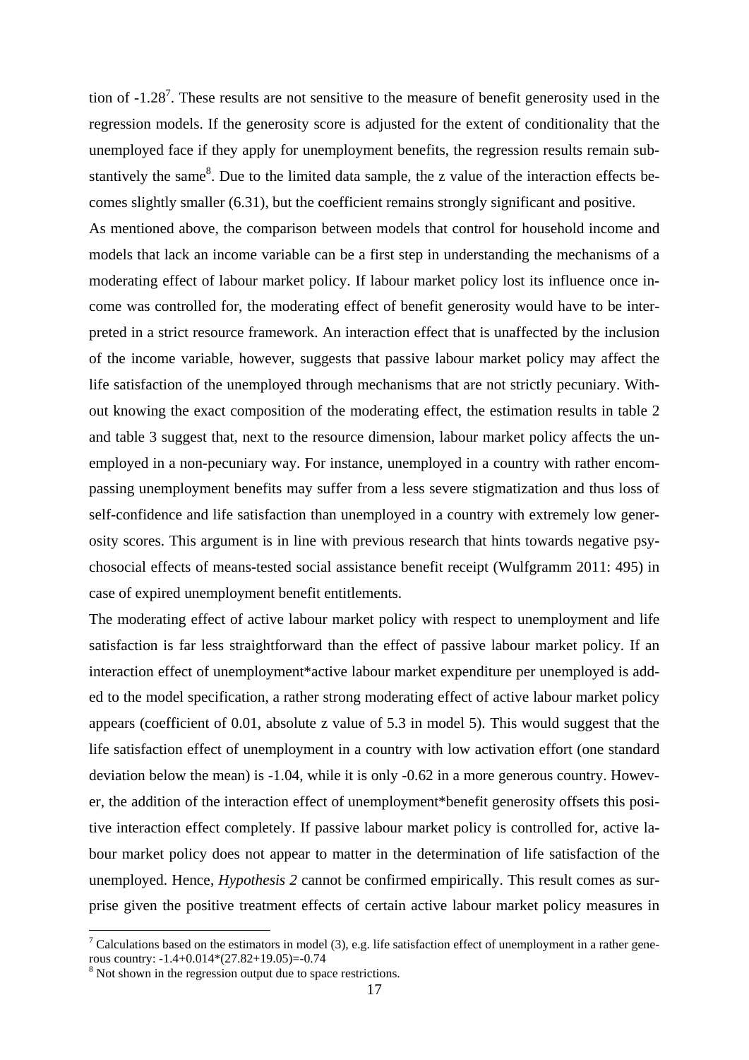tion of -1.28[7]. These results are not sensitive to the measure of benefit generosity used in the regression models. If the generosity score is adjusted for the extent of conditionality that the unemployed face if they apply for unemployment benefits, the regression results remain substantively the same[8]. Due to the limited data sample, the z value of the interaction effects becomes slightly smaller (6.31), but the coefficient remains strongly significant and positive.

As mentioned above, the comparison between models that control for household income and models that lack an income variable can be a first step in understanding the mechanisms of a moderating effect of labour market policy. If labour market policy lost its influence once income was controlled for, the moderating effect of benefit generosity would have to be interpreted in a strict resource framework. An interaction effect that is unaffected by the inclusion of the income variable, however, suggests that passive labour market policy may affect the life satisfaction of the unemployed through mechanisms that are not strictly pecuniary. Without knowing the exact composition of the moderating effect, the estimation results in table 2 and table 3 suggest that, next to the resource dimension, labour market policy affects the unemployed in a non-pecuniary way. For instance, unemployed in a country with rather encompassing unemployment benefits may suffer from a less severe stigmatization and thus loss of self-confidence and life satisfaction than unemployed in a country with extremely low generosity scores. This argument is in line with previous research that hints towards negative psychosocial effects of means-tested social assistance benefit receipt (Wulfgramm 2011: 495) in case of expired unemployment benefit entitlements.

The moderating effect of active labour market policy with respect to unemployment and life satisfaction is far less straightforward than the effect of passive labour market policy. If an interaction effect of unemployment*active labour market expenditure per unemployed is added to the model specification, a rather strong moderating effect of active labour market policy appears (coefficient of 0.01, absolute z value of 5.3 in model 5). This would suggest that the life satisfaction effect of unemployment in a country with low activation effort (one standard deviation below the mean) is -1.04, while it is only -0.62 in a more generous country. However, the addition of the interaction effect of unemployment*benefit generosity offsets this positive interaction effect completely. If passive labour market policy is controlled for, active labour market policy does not appear to matter in the determination of life satisfaction of the unemployed. Hence, *Hypothesis 2* cannot be confirmed empirically. This result comes as surprise given the positive treatment effects of certain active labour market policy measures in

[7] Calculations based on the estimators in model (3), e.g. life satisfaction effect of unemployment in a rather generous country: -1.4+0.014*(27.82+19.05)=-0.74

[8] Not shown in the regression output due to space restrictions.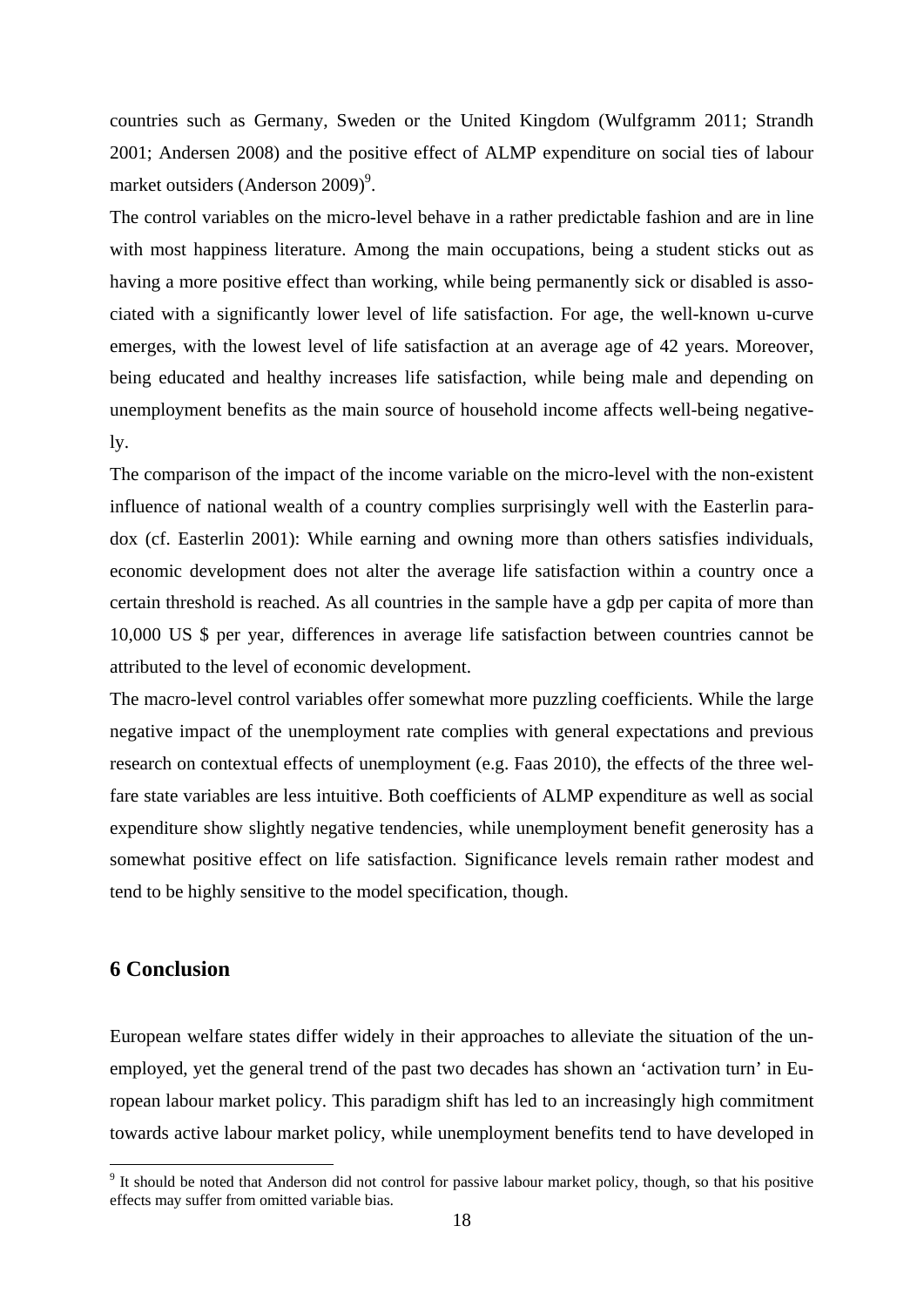countries such as Germany, Sweden or the United Kingdom (Wulfgramm 2011; Strandh 2001; Andersen 2008) and the positive effect of ALMP expenditure on social ties of labour market outsiders (Anderson 2009)[9].

The control variables on the micro-level behave in a rather predictable fashion and are in line with most happiness literature. Among the main occupations, being a student sticks out as having a more positive effect than working, while being permanently sick or disabled is associated with a significantly lower level of life satisfaction. For age, the well-known u-curve emerges, with the lowest level of life satisfaction at an average age of 42 years. Moreover, being educated and healthy increases life satisfaction, while being male and depending on unemployment benefits as the main source of household income affects well-being negatively.

The comparison of the impact of the income variable on the micro-level with the non-existent influence of national wealth of a country complies surprisingly well with the Easterlin paradox (cf. Easterlin 2001): While earning and owning more than others satisfies individuals, economic development does not alter the average life satisfaction within a country once a certain threshold is reached. As all countries in the sample have a gdp per capita of more than 10,000 US $ per year, differences in average life satisfaction between countries cannot be attributed to the level of economic development.

The macro-level control variables offer somewhat more puzzling coefficients. While the large negative impact of the unemployment rate complies with general expectations and previous research on contextual effects of unemployment (e.g. Faas 2010), the effects of the three welfare state variables are less intuitive. Both coefficients of ALMP expenditure as well as social expenditure show slightly negative tendencies, while unemployment benefit generosity has a somewhat positive effect on life satisfaction. Significance levels remain rather modest and tend to be highly sensitive to the model specification, though.

## 6 Conclusion

European welfare states differ widely in their approaches to alleviate the situation of the unemployed, yet the general trend of the past two decades has shown an 'activation turn' in European labour market policy. This paradigm shift has led to an increasingly high commitment towards active labour market policy, while unemployment benefits tend to have developed in

[9] It should be noted that Anderson did not control for passive labour market policy, though, so that his positive effects may suffer from omitted variable bias.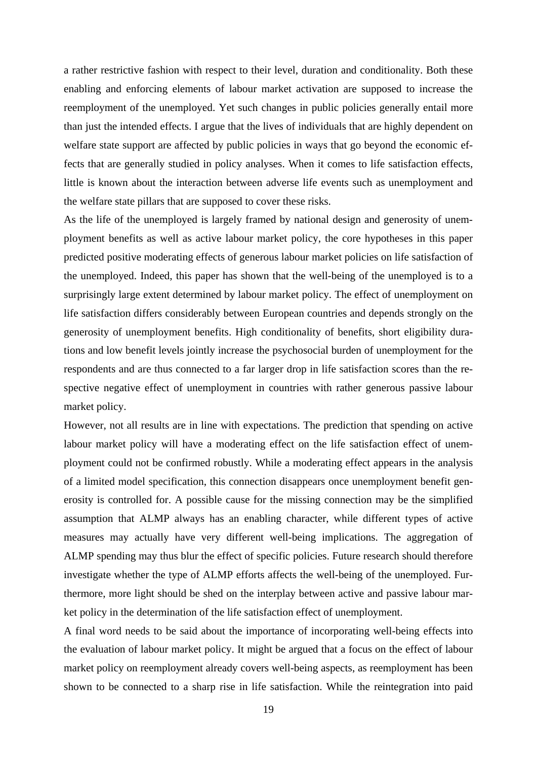a rather restrictive fashion with respect to their level, duration and conditionality. Both these enabling and enforcing elements of labour market activation are supposed to increase the reemployment of the unemployed. Yet such changes in public policies generally entail more than just the intended effects. I argue that the lives of individuals that are highly dependent on welfare state support are affected by public policies in ways that go beyond the economic effects that are generally studied in policy analyses. When it comes to life satisfaction effects, little is known about the interaction between adverse life events such as unemployment and the welfare state pillars that are supposed to cover these risks.

As the life of the unemployed is largely framed by national design and generosity of unemployment benefits as well as active labour market policy, the core hypotheses in this paper predicted positive moderating effects of generous labour market policies on life satisfaction of the unemployed. Indeed, this paper has shown that the well-being of the unemployed is to a surprisingly large extent determined by labour market policy. The effect of unemployment on life satisfaction differs considerably between European countries and depends strongly on the generosity of unemployment benefits. High conditionality of benefits, short eligibility durations and low benefit levels jointly increase the psychosocial burden of unemployment for the respondents and are thus connected to a far larger drop in life satisfaction scores than the respective negative effect of unemployment in countries with rather generous passive labour market policy.

However, not all results are in line with expectations. The prediction that spending on active labour market policy will have a moderating effect on the life satisfaction effect of unemployment could not be confirmed robustly. While a moderating effect appears in the analysis of a limited model specification, this connection disappears once unemployment benefit generosity is controlled for. A possible cause for the missing connection may be the simplified assumption that ALMP always has an enabling character, while different types of active measures may actually have very different well-being implications. The aggregation of ALMP spending may thus blur the effect of specific policies. Future research should therefore investigate whether the type of ALMP efforts affects the well-being of the unemployed. Furthermore, more light should be shed on the interplay between active and passive labour market policy in the determination of the life satisfaction effect of unemployment.

A final word needs to be said about the importance of incorporating well-being effects into the evaluation of labour market policy. It might be argued that a focus on the effect of labour market policy on reemployment already covers well-being aspects, as reemployment has been shown to be connected to a sharp rise in life satisfaction. While the reintegration into paid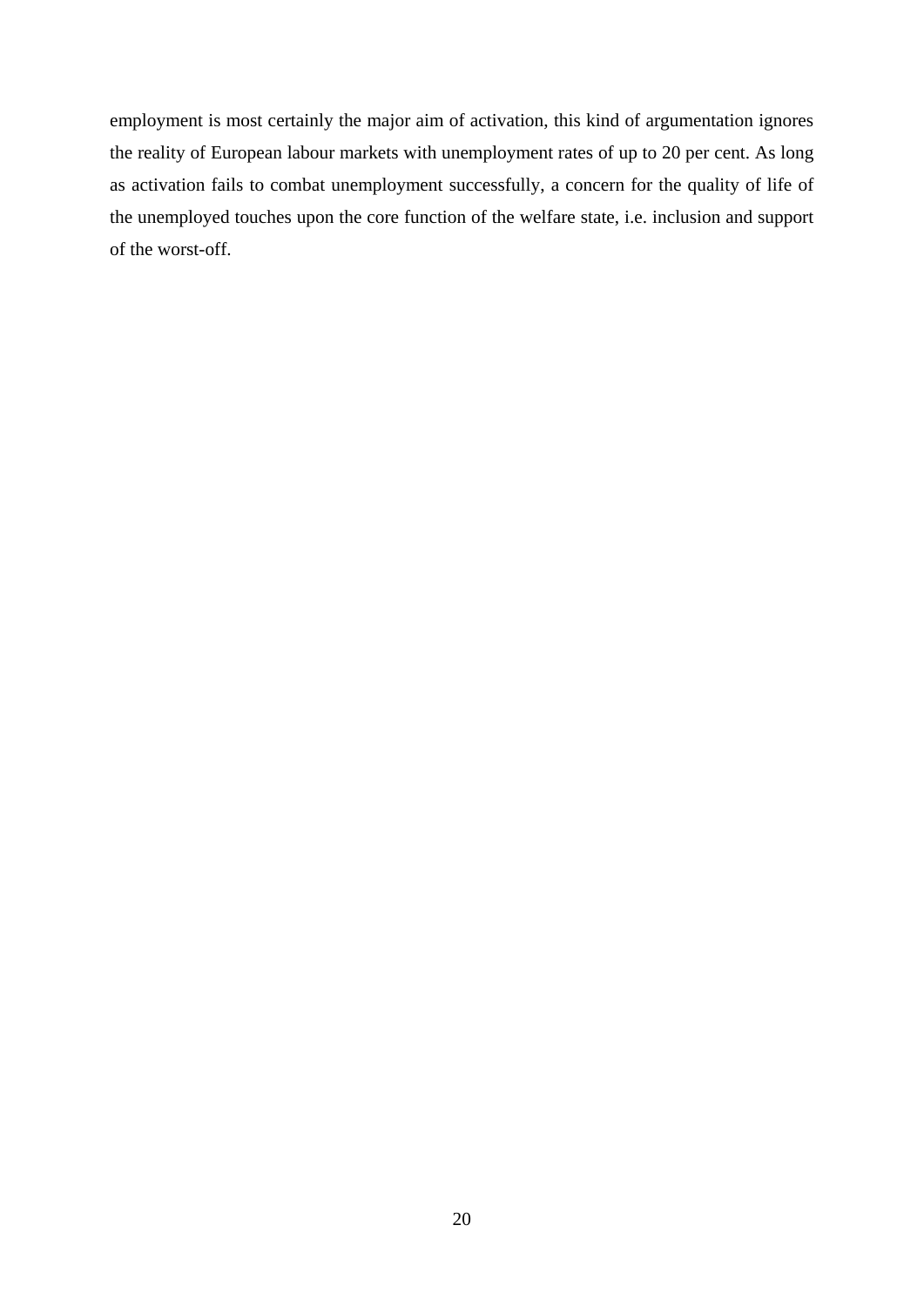employment is most certainly the major aim of activation, this kind of argumentation ignores the reality of European labour markets with unemployment rates of up to 20 per cent. As long as activation fails to combat unemployment successfully, a concern for the quality of life of the unemployed touches upon the core function of the welfare state, i.e. inclusion and support of the worst-off.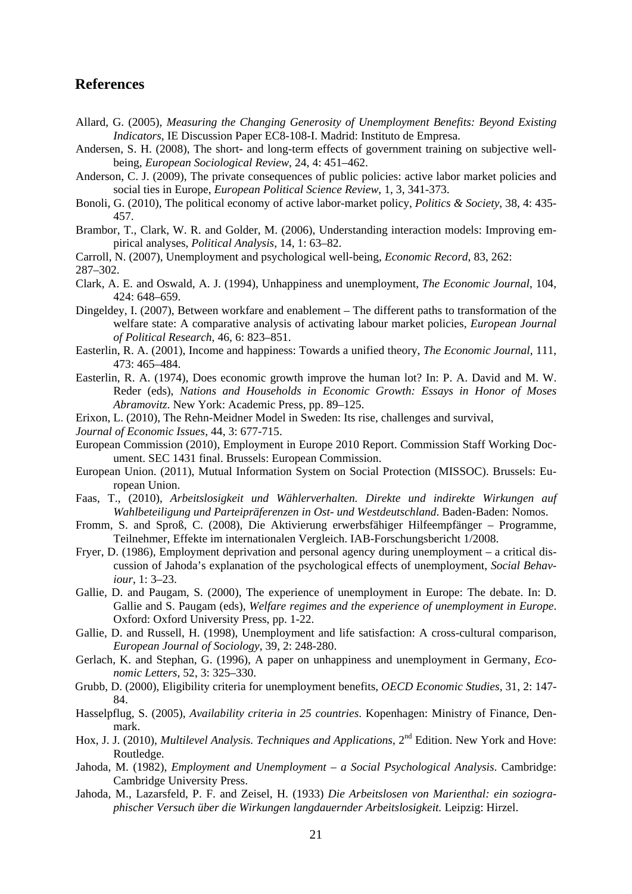## References

Allard, G. (2005), *Measuring the Changing Generosity of Unemployment Benefits: Beyond Existing Indicators*, IE Discussion Paper EC8-108-I. Madrid: Instituto de Empresa.

Andersen, S. H. (2008), The short- and long-term effects of government training on subjective well-being, *European Sociological Review*, 24, 4: 451–462.

Anderson, C. J. (2009), The private consequences of public policies: active labor market policies and social ties in Europe, *European Political Science Review*, 1, 3, 341-373.

Bonoli, G. (2010), The political economy of active labor-market policy, *Politics & Society*, 38, 4: 435-457.

Brambor, T., Clark, W. R. and Golder, M. (2006), Understanding interaction models: Improving empirical analyses, *Political Analysis*, 14, 1: 63–82.

Carroll, N. (2007), Unemployment and psychological well-being, *Economic Record*, 83, 262: 287–302.

Clark, A. E. and Oswald, A. J. (1994), Unhappiness and unemployment, *The Economic Journal*, 104, 424: 648–659.

Dingeldey, I. (2007), Between workfare and enablement – The different paths to transformation of the welfare state: A comparative analysis of activating labour market policies, *European Journal of Political Research*, 46, 6: 823–851.

Easterlin, R. A. (2001), Income and happiness: Towards a unified theory, *The Economic Journal*, 111, 473: 465–484.

Easterlin, R. A. (1974), Does economic growth improve the human lot? In: P. A. David and M. W. Reder (eds), *Nations and Households in Economic Growth: Essays in Honor of Moses Abramovitz*. New York: Academic Press, pp. 89–125.

Erixon, L. (2010), The Rehn-Meidner Model in Sweden: Its rise, challenges and survival, *Journal of Economic Issues*, 44, 3: 677-715.

European Commission (2010), Employment in Europe 2010 Report. Commission Staff Working Document. SEC 1431 final. Brussels: European Commission.

European Union. (2011), Mutual Information System on Social Protection (MISSOC). Brussels: European Union.

Faas, T., (2010), *Arbeitslosigkeit und Wählerverhalten. Direkte und indirekte Wirkungen auf Wahlbeteiligung und Parteipräferenzen in Ost- und Westdeutschland*. Baden-Baden: Nomos.

Fromm, S. and Sproß, C. (2008), Die Aktivierung erwerbsfähiger Hilfeempfänger – Programme, Teilnehmer, Effekte im internationalen Vergleich. IAB-Forschungsbericht 1/2008.

Fryer, D. (1986), Employment deprivation and personal agency during unemployment – a critical discussion of Jahoda's explanation of the psychological effects of unemployment, *Social Behaviour*, 1: 3–23.

Gallie, D. and Paugam, S. (2000), The experience of unemployment in Europe: The debate. In: D. Gallie and S. Paugam (eds), *Welfare regimes and the experience of unemployment in Europe*. Oxford: Oxford University Press, pp. 1-22.

Gallie, D. and Russell, H. (1998), Unemployment and life satisfaction: A cross-cultural comparison, *European Journal of Sociology*, 39, 2: 248-280.

Gerlach, K. and Stephan, G. (1996), A paper on unhappiness and unemployment in Germany, *Economic Letters*, 52, 3: 325–330.

Grubb, D. (2000), Eligibility criteria for unemployment benefits, *OECD Economic Studies*, 31, 2: 147-84.

Hasselpflug, S. (2005), *Availability criteria in 25 countries*. Kopenhagen: Ministry of Finance, Denmark.

Hox, J. J. (2010), *Multilevel Analysis. Techniques and Applications*, 2nd Edition. New York and Hove: Routledge.

Jahoda, M. (1982), *Employment and Unemployment – a Social Psychological Analysis*. Cambridge: Cambridge University Press.

Jahoda, M., Lazarsfeld, P. F. and Zeisel, H. (1933) *Die Arbeitslosen von Marienthal: ein soziographischer Versuch über die Wirkungen langdauernder Arbeitslosigkeit.* Leipzig: Hirzel.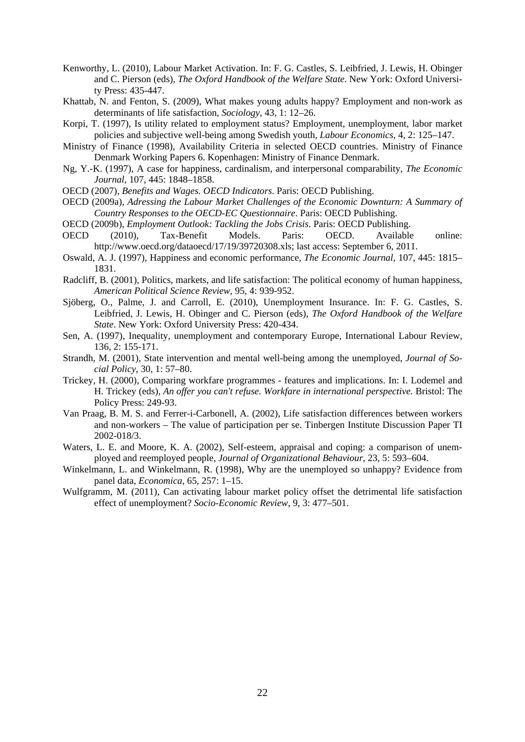Kenworthy, L. (2010), Labour Market Activation. In: F. G. Castles, S. Leibfried, J. Lewis, H. Obinger and C. Pierson (eds), *The Oxford Handbook of the Welfare State*. New York: Oxford University Press: 435-447.

Khattab, N. and Fenton, S. (2009), What makes young adults happy? Employment and non-work as determinants of life satisfaction, *Sociology*, 43, 1: 12–26.

Korpi, T. (1997), Is utility related to employment status? Employment, unemployment, labor market policies and subjective well-being among Swedish youth, *Labour Economics*, 4, 2: 125–147.

Ministry of Finance (1998), Availability Criteria in selected OECD countries. Ministry of Finance Denmark Working Papers 6. Kopenhagen: Ministry of Finance Denmark.

Ng, Y.-K. (1997), A case for happiness, cardinalism, and interpersonal comparability, *The Economic Journal*, 107, 445: 1848–1858.

OECD (2007), *Benefits and Wages. OECD Indicators*. Paris: OECD Publishing.

OECD (2009a), *Adressing the Labour Market Challenges of the Economic Downturn: A Summary of Country Responses to the OECD-EC Questionnaire*. Paris: OECD Publishing.

OECD (2009b), *Employment Outlook: Tackling the Jobs Crisis*. Paris: OECD Publishing.

OECD (2010), Tax-Benefit Models. Paris: OECD. Available online: http://www.oecd.org/dataoecd/17/19/39720308.xls; last access: September 6, 2011.

Oswald, A. J. (1997), Happiness and economic performance, *The Economic Journal*, 107, 445: 1815–1831.

Radcliff, B. (2001), Politics, markets, and life satisfaction: The political economy of human happiness, *American Political Science Review*, 95, 4: 939-952.

Sjöberg, O., Palme, J. and Carroll, E. (2010), Unemployment Insurance. In: F. G. Castles, S. Leibfried, J. Lewis, H. Obinger and C. Pierson (eds), *The Oxford Handbook of the Welfare State*. New York: Oxford University Press: 420-434.

Sen, A. (1997), Inequality, unemployment and contemporary Europe, International Labour Review, 136, 2: 155-171.

Strandh, M. (2001), State intervention and mental well-being among the unemployed, *Journal of Social Policy*, 30, 1: 57–80.

Trickey, H. (2000), Comparing workfare programmes - features and implications. In: I. Lodemel and H. Trickey (eds), *An offer you can't refuse. Workfare in international perspective.* Bristol: The Policy Press: 249-93.

Van Praag, B. M. S. and Ferrer-i-Carbonell, A. (2002), Life satisfaction differences between workers and non-workers – The value of participation per se. Tinbergen Institute Discussion Paper TI 2002-018/3.

Waters, L. E. and Moore, K. A. (2002), Self-esteem, appraisal and coping: a comparison of unemployed and reemployed people, *Journal of Organizational Behaviour*, 23, 5: 593–604.

Winkelmann, L. and Winkelmann, R. (1998), Why are the unemployed so unhappy? Evidence from panel data, *Economica*, 65, 257: 1–15.

Wulfgramm, M. (2011), Can activating labour market policy offset the detrimental life satisfaction effect of unemployment? *Socio-Economic Review*, 9, 3: 477–501.